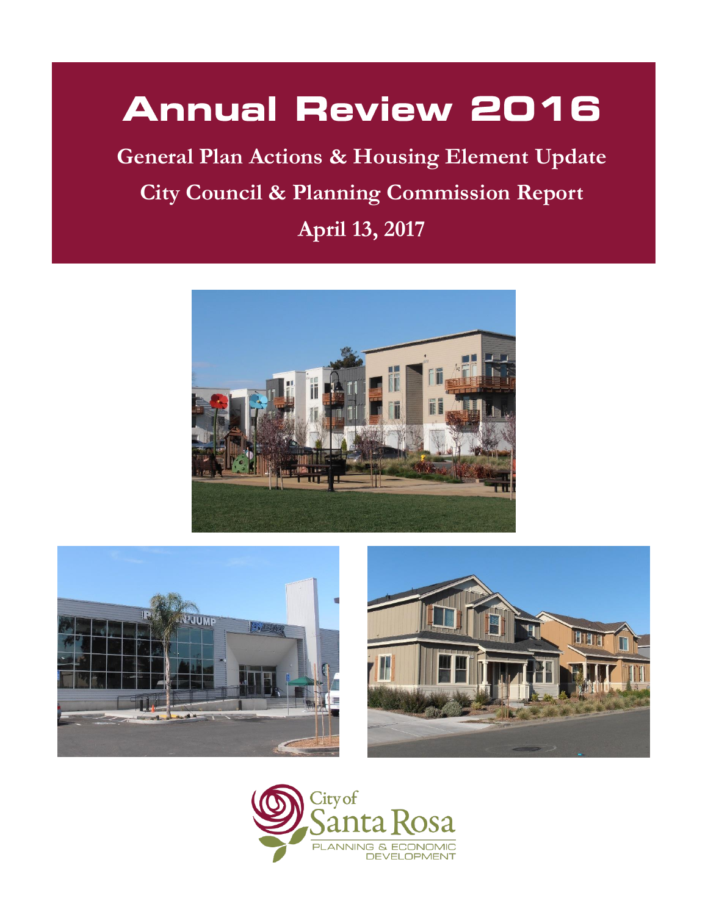# Annual Review 2016

**General Plan Actions & Housing Element Update**

**City Council & Planning Commission Report**

**April 13, 2017**

City of Santa Rosa

PLANNING & ECONOMIC DEVELOPMENT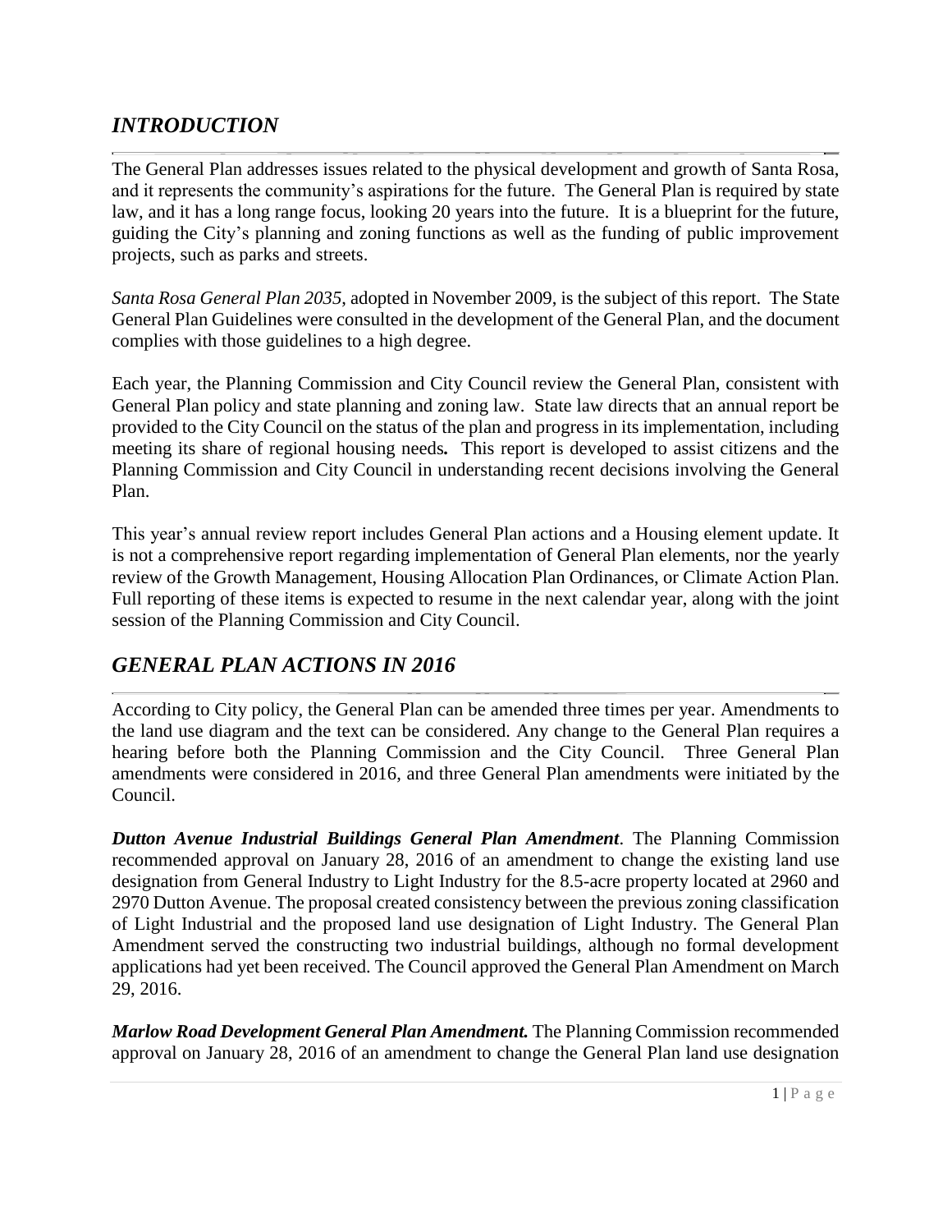## *INTRODUCTION*

The General Plan addresses issues related to the physical development and growth of Santa Rosa, and it represents the community's aspirations for the future. The General Plan is required by state law, and it has a long range focus, looking 20 years into the future. It is a blueprint for the future, guiding the City's planning and zoning functions as well as the funding of public improvement projects, such as parks and streets.

*Santa Rosa General Plan 2035*, adopted in November 2009, is the subject of this report. The State General Plan Guidelines were consulted in the development of the General Plan, and the document complies with those guidelines to a high degree.

Each year, the Planning Commission and City Council review the General Plan, consistent with General Plan policy and state planning and zoning law. State law directs that an annual report be provided to the City Council on the status of the plan and progress in its implementation, including meeting its share of regional housing needs**.** This report is developed to assist citizens and the Planning Commission and City Council in understanding recent decisions involving the General Plan.

This year's annual review report includes General Plan actions and a Housing element update. It is not a comprehensive report regarding implementation of General Plan elements, nor the yearly review of the Growth Management, Housing Allocation Plan Ordinances, or Climate Action Plan. Full reporting of these items is expected to resume in the next calendar year, along with the joint session of the Planning Commission and City Council.

## *GENERAL PLAN ACTIONS IN 2016*

According to City policy, the General Plan can be amended three times per year. Amendments to the land use diagram and the text can be considered. Any change to the General Plan requires a hearing before both the Planning Commission and the City Council. Three General Plan amendments were considered in 2016, and three General Plan amendments were initiated by the Council.

***Dutton Avenue Industrial Buildings General Plan Amendment***. The Planning Commission recommended approval on January 28, 2016 of an amendment to change the existing land use designation from General Industry to Light Industry for the 8.5-acre property located at 2960 and 2970 Dutton Avenue. The proposal created consistency between the previous zoning classification of Light Industrial and the proposed land use designation of Light Industry. The General Plan Amendment served the constructing two industrial buildings, although no formal development applications had yet been received. The Council approved the General Plan Amendment on March 29, 2016.

***Marlow Road Development General Plan Amendment.*** The Planning Commission recommended approval on January 28, 2016 of an amendment to change the General Plan land use designation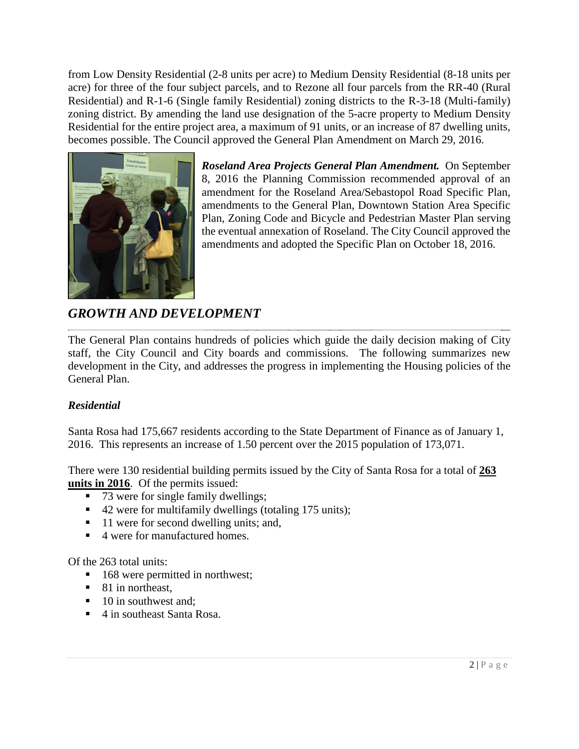from Low Density Residential (2-8 units per acre) to Medium Density Residential (8-18 units per acre) for three of the four subject parcels, and to Rezone all four parcels from the RR-40 (Rural Residential) and R-1-6 (Single family Residential) zoning districts to the R-3-18 (Multi-family) zoning district. By amending the land use designation of the 5-acre property to Medium Density Residential for the entire project area, a maximum of 91 units, or an increase of 87 dwelling units, becomes possible. The Council approved the General Plan Amendment on March 29, 2016.

***Roseland Area Projects General Plan Amendment.*** On September 8, 2016 the Planning Commission recommended approval of an amendment for the Roseland Area/Sebastopol Road Specific Plan, amendments to the General Plan, Downtown Station Area Specific Plan, Zoning Code and Bicycle and Pedestrian Master Plan serving the eventual annexation of Roseland. The City Council approved the amendments and adopted the Specific Plan on October 18, 2016.

## *GROWTH AND DEVELOPMENT*

The General Plan contains hundreds of policies which guide the daily decision making of City staff, the City Council and City boards and commissions. The following summarizes new development in the City, and addresses the progress in implementing the Housing policies of the General Plan.

### *Residential*

Santa Rosa had 175,667 residents according to the State Department of Finance as of January 1, 2016. This represents an increase of 1.50 percent over the 2015 population of 173,071.

There were 130 residential building permits issued by the City of Santa Rosa for a total of <u>**263 units in 2016**</u>. Of the permits issued:

- 73 were for single family dwellings;
- 42 were for multifamily dwellings (totaling 175 units);
- 11 were for second dwelling units; and,
- 4 were for manufactured homes.

Of the 263 total units:

- 168 were permitted in northwest;
- 81 in northeast,
- 10 in southwest and;
- 4 in southeast Santa Rosa.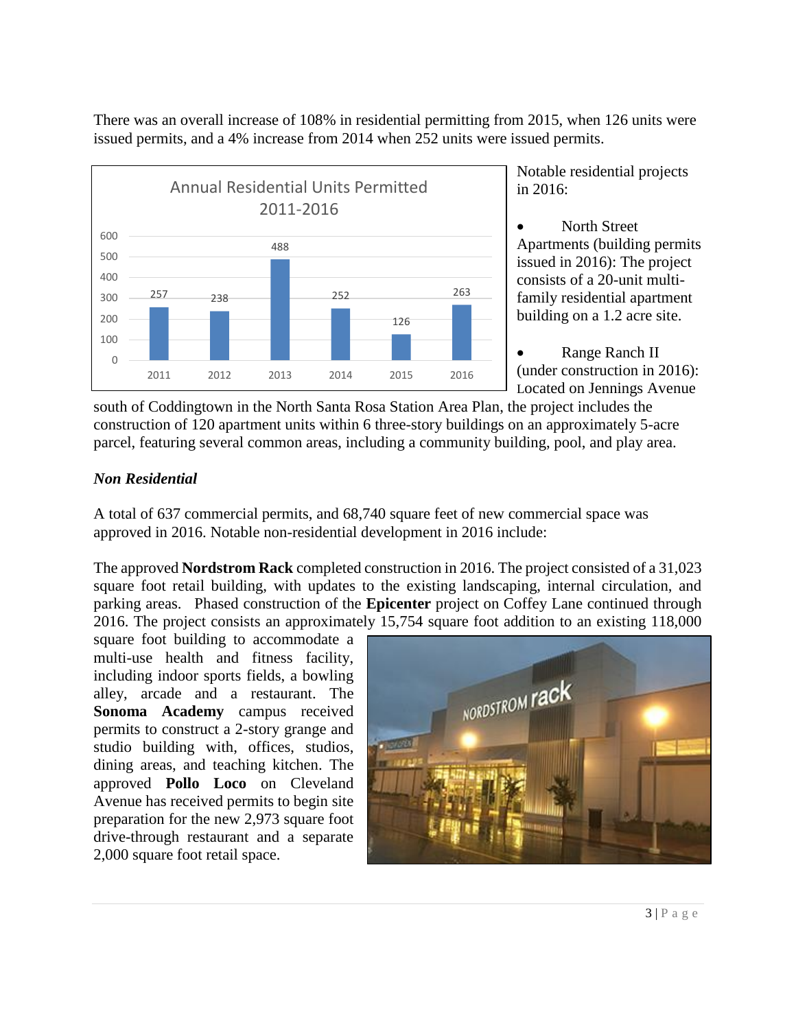There was an overall increase of 108% in residential permitting from 2015, when 126 units were issued permits, and a 4% increase from 2014 when 252 units were issued permits.

**Annual Residential Units Permitted 2011-2016**

| Year | Units |
|---|---|
| 2011 | 257 |
| 2012 | 238 |
| 2013 | 488 |
| 2014 | 252 |
| 2015 | 126 |
| 2016 | 263 |

Notable residential projects in 2016:

- North Street Apartments (building permits issued in 2016): The project consists of a 20-unit multi-family residential apartment building on a 1.2 acre site.
- Range Ranch II (under construction in 2016): Located on Jennings Avenue south of Coddingtown in the North Santa Rosa Station Area Plan, the project includes the construction of 120 apartment units within 6 three-story buildings on an approximately 5-acre parcel, featuring several common areas, including a community building, pool, and play area.

### *Non Residential*

A total of 637 commercial permits, and 68,740 square feet of new commercial space was approved in 2016. Notable non-residential development in 2016 include:

The approved **Nordstrom Rack** completed construction in 2016. The project consisted of a 31,023 square foot retail building, with updates to the existing landscaping, internal circulation, and parking areas. Phased construction of the **Epicenter** project on Coffey Lane continued through 2016. The project consists an approximately 15,754 square foot addition to an existing 118,000 square foot building to accommodate a multi-use health and fitness facility, including indoor sports fields, a bowling alley, arcade and a restaurant. The **Sonoma Academy** campus received permits to construct a 2-story grange and studio building with, offices, studios, dining areas, and teaching kitchen. The approved **Pollo Loco** on Cleveland Avenue has received permits to begin site preparation for the new 2,973 square foot drive-through restaurant and a separate 2,000 square foot retail space.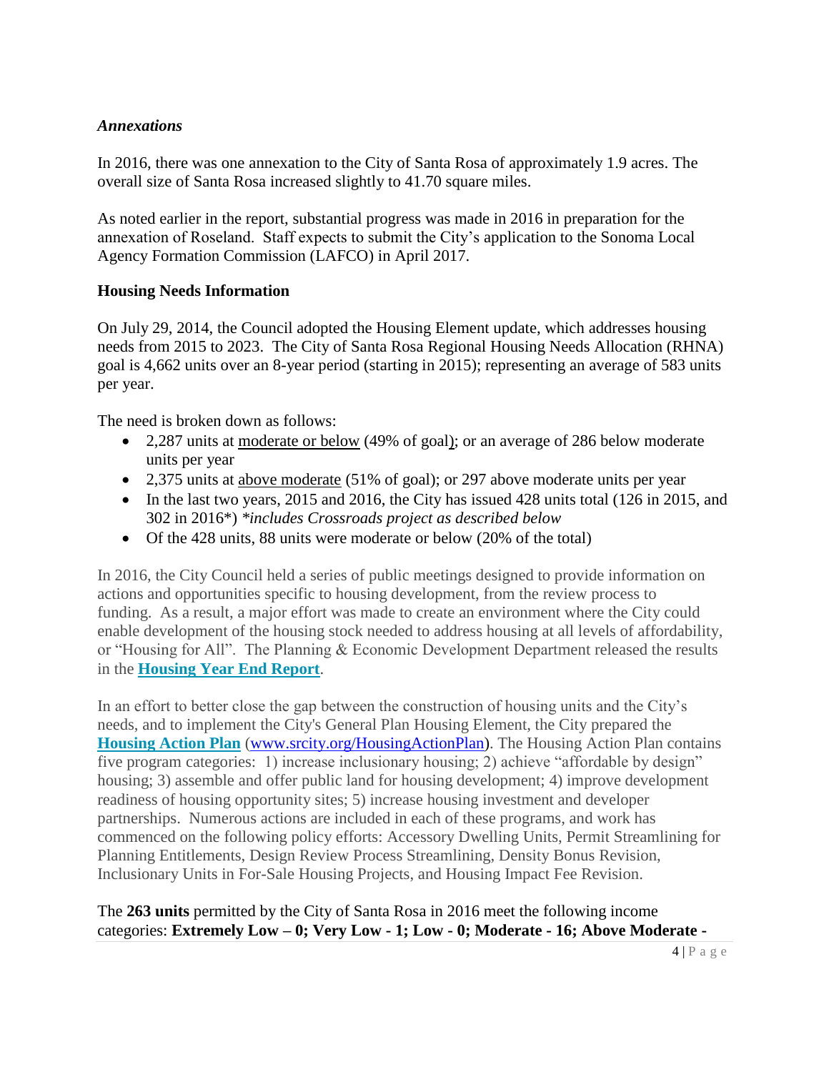### *Annexations*

In 2016, there was one annexation to the City of Santa Rosa of approximately 1.9 acres. The overall size of Santa Rosa increased slightly to 41.70 square miles.

As noted earlier in the report, substantial progress was made in 2016 in preparation for the annexation of Roseland. Staff expects to submit the City's application to the Sonoma Local Agency Formation Commission (LAFCO) in April 2017.

### Housing Needs Information

On July 29, 2014, the Council adopted the Housing Element update, which addresses housing needs from 2015 to 2023. The City of Santa Rosa Regional Housing Needs Allocation (RHNA) goal is 4,662 units over an 8-year period (starting in 2015); representing an average of 583 units per year.

The need is broken down as follows:

- 2,287 units at moderate or below (49% of goal); or an average of 286 below moderate units per year
- 2,375 units at above moderate (51% of goal); or 297 above moderate units per year
- In the last two years, 2015 and 2016, the City has issued 428 units total (126 in 2015, and 302 in 2016*) *\*includes Crossroads project as described below*
- Of the 428 units, 88 units were moderate or below (20% of the total)

In 2016, the City Council held a series of public meetings designed to provide information on actions and opportunities specific to housing development, from the review process to funding. As a result, a major effort was made to create an environment where the City could enable development of the housing stock needed to address housing at all levels of affordability, or "Housing for All". The Planning & Economic Development Department released the results in the **Housing Year End Report**.

In an effort to better close the gap between the construction of housing units and the City's needs, and to implement the City's General Plan Housing Element, the City prepared the **Housing Action Plan** (www.srcity.org/HousingActionPlan). The Housing Action Plan contains five program categories: 1) increase inclusionary housing; 2) achieve "affordable by design" housing; 3) assemble and offer public land for housing development; 4) improve development readiness of housing opportunity sites; 5) increase housing investment and developer partnerships. Numerous actions are included in each of these programs, and work has commenced on the following policy efforts: Accessory Dwelling Units, Permit Streamlining for Planning Entitlements, Design Review Process Streamlining, Density Bonus Revision, Inclusionary Units in For-Sale Housing Projects, and Housing Impact Fee Revision.

The **263 units** permitted by the City of Santa Rosa in 2016 meet the following income categories: **Extremely Low – 0; Very Low - 1; Low - 0; Moderate - 16; Above Moderate -**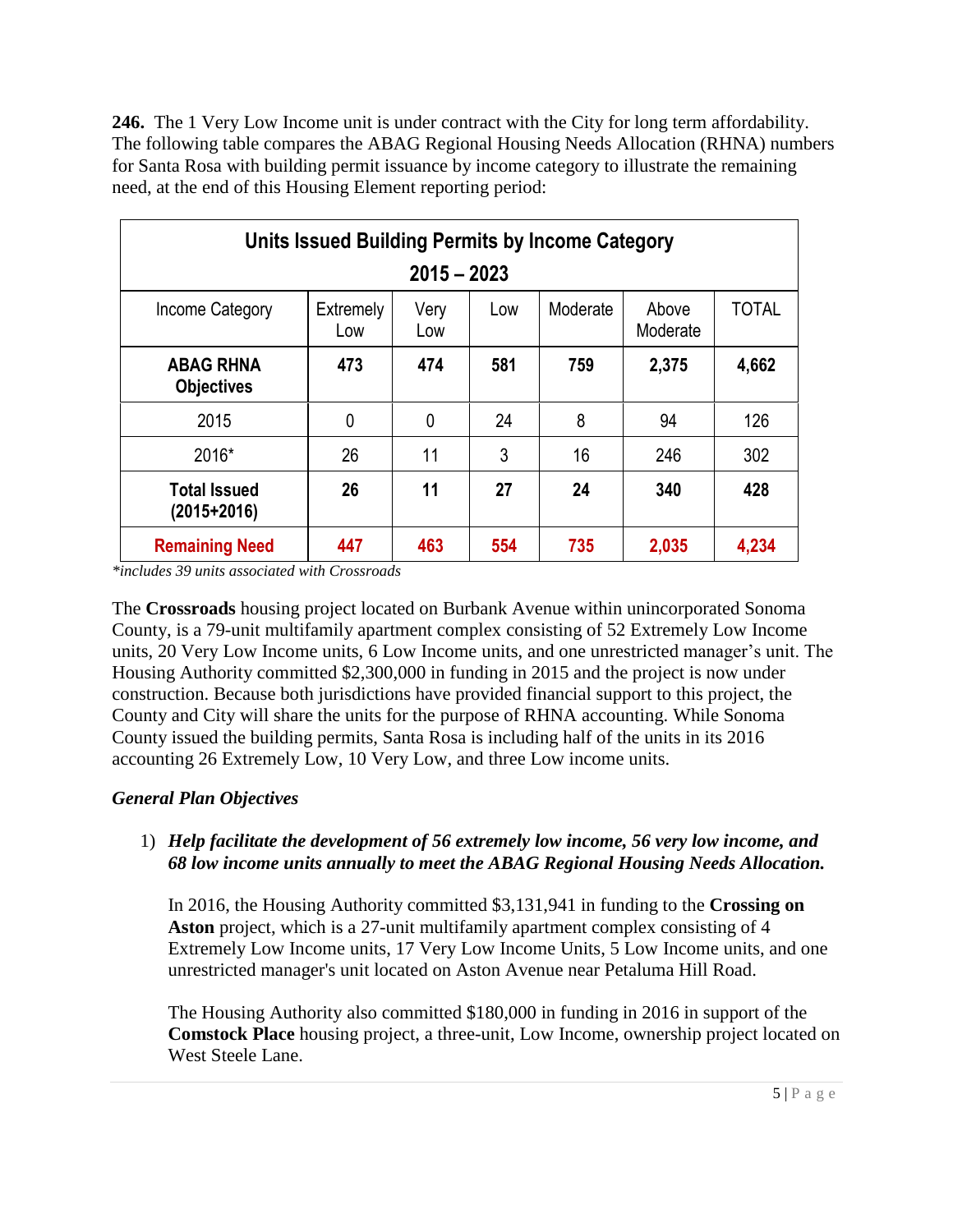**246.** The 1 Very Low Income unit is under contract with the City for long term affordability. The following table compares the ABAG Regional Housing Needs Allocation (RHNA) numbers for Santa Rosa with building permit issuance by income category to illustrate the remaining need, at the end of this Housing Element reporting period:

| **Units Issued Building Permits by Income Category 2015 – 2023** | | | | | | |
|---|---|---|---|---|---|---|
| Income Category | Extremely Low | Very Low | Low | Moderate | Above Moderate | TOTAL |
| **ABAG RHNA Objectives** | **473** | **474** | **581** | **759** | **2,375** | **4,662** |
| 2015 | 0 | 0 | 24 | 8 | 94 | 126 |
| 2016* | 26 | 11 | 3 | 16 | 246 | 302 |
| **Total Issued (2015+2016)** | **26** | **11** | **27** | **24** | **340** | **428** |
| **Remaining Need** | **447** | **463** | **554** | **735** | **2,035** | **4,234** |

*\*includes 39 units associated with Crossroads*

The **Crossroads** housing project located on Burbank Avenue within unincorporated Sonoma County, is a 79-unit multifamily apartment complex consisting of 52 Extremely Low Income units, 20 Very Low Income units, 6 Low Income units, and one unrestricted manager's unit. The Housing Authority committed $2,300,000 in funding in 2015 and the project is now under construction. Because both jurisdictions have provided financial support to this project, the County and City will share the units for the purpose of RHNA accounting. While Sonoma County issued the building permits, Santa Rosa is including half of the units in its 2016 accounting 26 Extremely Low, 10 Very Low, and three Low income units.

### *General Plan Objectives*

1) ***Help facilitate the development of 56 extremely low income, 56 very low income, and 68 low income units annually to meet the ABAG Regional Housing Needs Allocation.***

   In 2016, the Housing Authority committed $3,131,941 in funding to the **Crossing on Aston** project, which is a 27-unit multifamily apartment complex consisting of 4 Extremely Low Income units, 17 Very Low Income Units, 5 Low Income units, and one unrestricted manager's unit located on Aston Avenue near Petaluma Hill Road.

   The Housing Authority also committed $180,000 in funding in 2016 in support of the **Comstock Place** housing project, a three-unit, Low Income, ownership project located on West Steele Lane.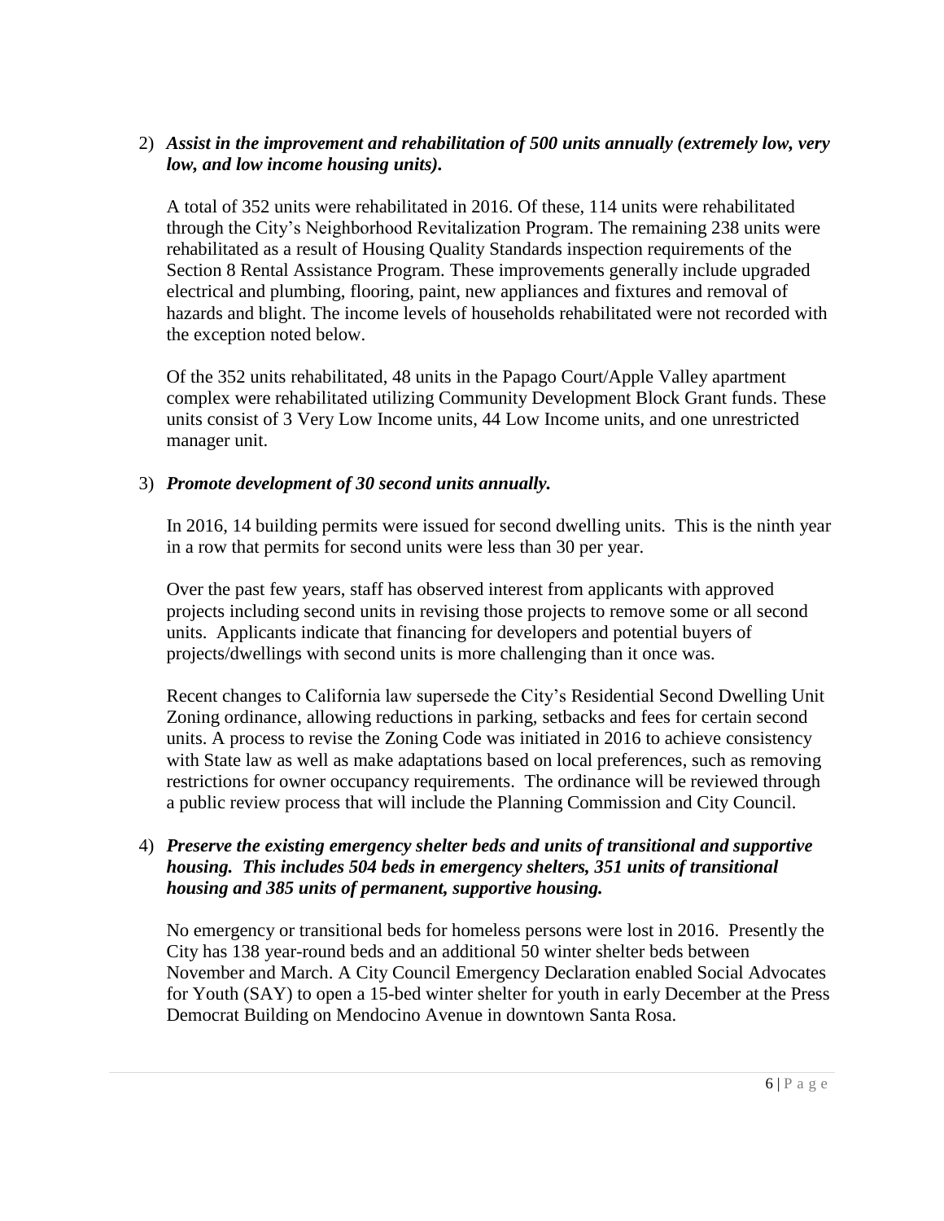2) ***Assist in the improvement and rehabilitation of 500 units annually (extremely low, very low, and low income housing units).***

   A total of 352 units were rehabilitated in 2016. Of these, 114 units were rehabilitated through the City's Neighborhood Revitalization Program. The remaining 238 units were rehabilitated as a result of Housing Quality Standards inspection requirements of the Section 8 Rental Assistance Program. These improvements generally include upgraded electrical and plumbing, flooring, paint, new appliances and fixtures and removal of hazards and blight. The income levels of households rehabilitated were not recorded with the exception noted below.

   Of the 352 units rehabilitated, 48 units in the Papago Court/Apple Valley apartment complex were rehabilitated utilizing Community Development Block Grant funds. These units consist of 3 Very Low Income units, 44 Low Income units, and one unrestricted manager unit.

3) ***Promote development of 30 second units annually.***

   In 2016, 14 building permits were issued for second dwelling units. This is the ninth year in a row that permits for second units were less than 30 per year.

   Over the past few years, staff has observed interest from applicants with approved projects including second units in revising those projects to remove some or all second units. Applicants indicate that financing for developers and potential buyers of projects/dwellings with second units is more challenging than it once was.

   Recent changes to California law supersede the City's Residential Second Dwelling Unit Zoning ordinance, allowing reductions in parking, setbacks and fees for certain second units. A process to revise the Zoning Code was initiated in 2016 to achieve consistency with State law as well as make adaptations based on local preferences, such as removing restrictions for owner occupancy requirements. The ordinance will be reviewed through a public review process that will include the Planning Commission and City Council.

4) ***Preserve the existing emergency shelter beds and units of transitional and supportive housing. This includes 504 beds in emergency shelters, 351 units of transitional housing and 385 units of permanent, supportive housing.***

   No emergency or transitional beds for homeless persons were lost in 2016. Presently the City has 138 year-round beds and an additional 50 winter shelter beds between November and March. A City Council Emergency Declaration enabled Social Advocates for Youth (SAY) to open a 15-bed winter shelter for youth in early December at the Press Democrat Building on Mendocino Avenue in downtown Santa Rosa.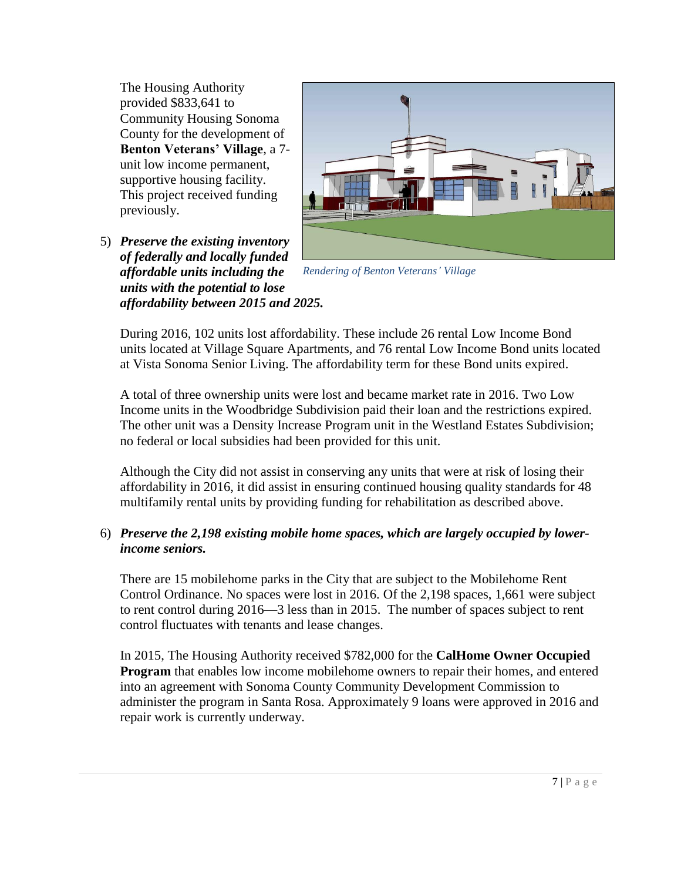The Housing Authority provided $833,641 to Community Housing Sonoma County for the development of **Benton Veterans' Village**, a 7-unit low income permanent, supportive housing facility. This project received funding previously.

*Rendering of Benton Veterans' Village*

5) ***Preserve the existing inventory of federally and locally funded affordable units including the units with the potential to lose affordability between 2015 and 2025.***

   During 2016, 102 units lost affordability. These include 26 rental Low Income Bond units located at Village Square Apartments, and 76 rental Low Income Bond units located at Vista Sonoma Senior Living. The affordability term for these Bond units expired.

   A total of three ownership units were lost and became market rate in 2016. Two Low Income units in the Woodbridge Subdivision paid their loan and the restrictions expired. The other unit was a Density Increase Program unit in the Westland Estates Subdivision; no federal or local subsidies had been provided for this unit.

   Although the City did not assist in conserving any units that were at risk of losing their affordability in 2016, it did assist in ensuring continued housing quality standards for 48 multifamily rental units by providing funding for rehabilitation as described above.

6) ***Preserve the 2,198 existing mobile home spaces, which are largely occupied by lower-income seniors.***

   There are 15 mobilehome parks in the City that are subject to the Mobilehome Rent Control Ordinance. No spaces were lost in 2016. Of the 2,198 spaces, 1,661 were subject to rent control during 2016—3 less than in 2015. The number of spaces subject to rent control fluctuates with tenants and lease changes.

   In 2015, The Housing Authority received $782,000 for the **CalHome Owner Occupied Program** that enables low income mobilehome owners to repair their homes, and entered into an agreement with Sonoma County Community Development Commission to administer the program in Santa Rosa. Approximately 9 loans were approved in 2016 and repair work is currently underway.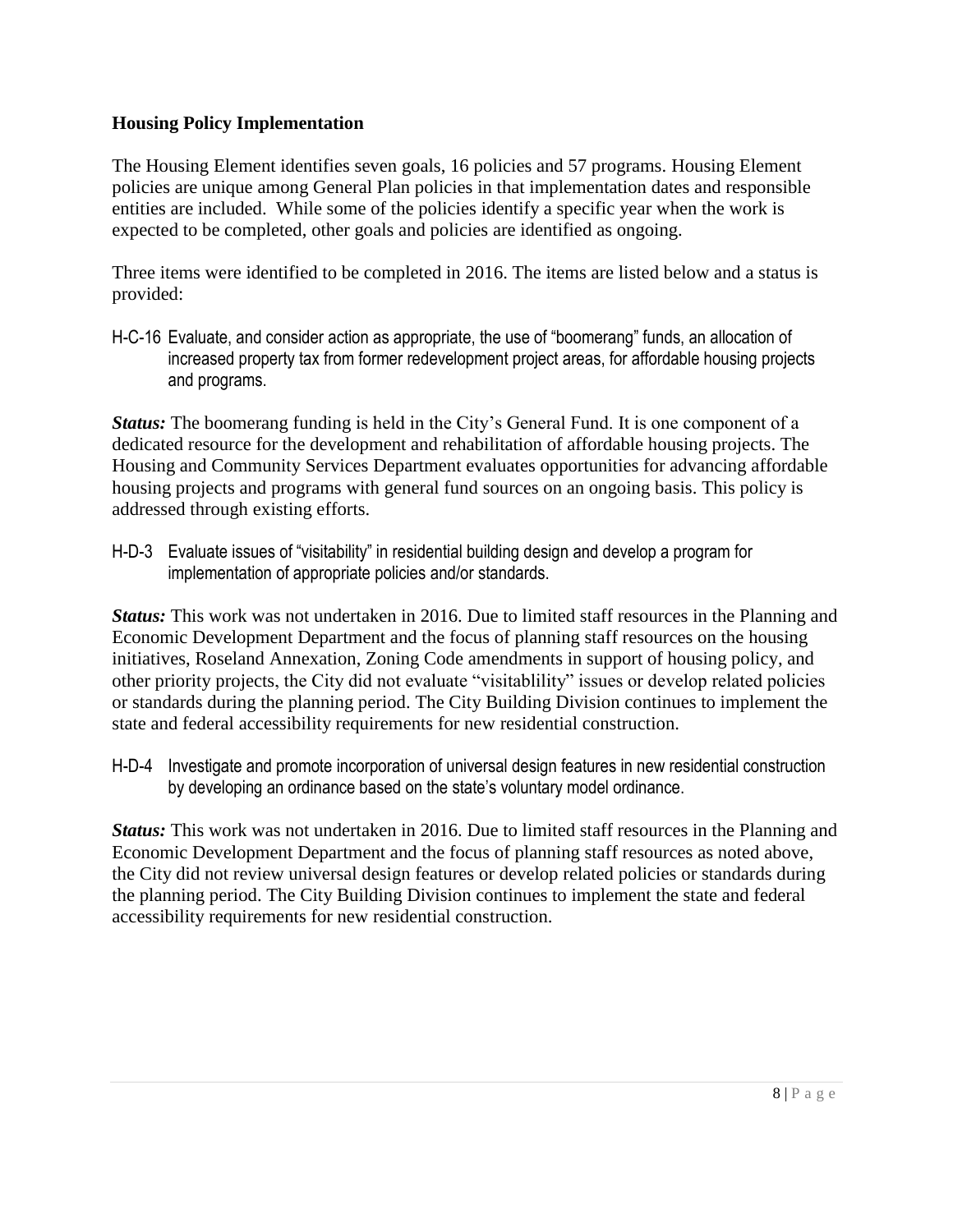## Housing Policy Implementation

The Housing Element identifies seven goals, 16 policies and 57 programs. Housing Element policies are unique among General Plan policies in that implementation dates and responsible entities are included. While some of the policies identify a specific year when the work is expected to be completed, other goals and policies are identified as ongoing.

Three items were identified to be completed in 2016. The items are listed below and a status is provided:

H-C-16 Evaluate, and consider action as appropriate, the use of "boomerang" funds, an allocation of increased property tax from former redevelopment project areas, for affordable housing projects and programs.

***Status:*** The boomerang funding is held in the City's General Fund. It is one component of a dedicated resource for the development and rehabilitation of affordable housing projects. The Housing and Community Services Department evaluates opportunities for advancing affordable housing projects and programs with general fund sources on an ongoing basis. This policy is addressed through existing efforts.

H-D-3 Evaluate issues of "visitability" in residential building design and develop a program for implementation of appropriate policies and/or standards.

***Status:*** This work was not undertaken in 2016. Due to limited staff resources in the Planning and Economic Development Department and the focus of planning staff resources on the housing initiatives, Roseland Annexation, Zoning Code amendments in support of housing policy, and other priority projects, the City did not evaluate "visitablility" issues or develop related policies or standards during the planning period. The City Building Division continues to implement the state and federal accessibility requirements for new residential construction.

H-D-4 Investigate and promote incorporation of universal design features in new residential construction by developing an ordinance based on the state's voluntary model ordinance.

***Status:*** This work was not undertaken in 2016. Due to limited staff resources in the Planning and Economic Development Department and the focus of planning staff resources as noted above, the City did not review universal design features or develop related policies or standards during the planning period. The City Building Division continues to implement the state and federal accessibility requirements for new residential construction.